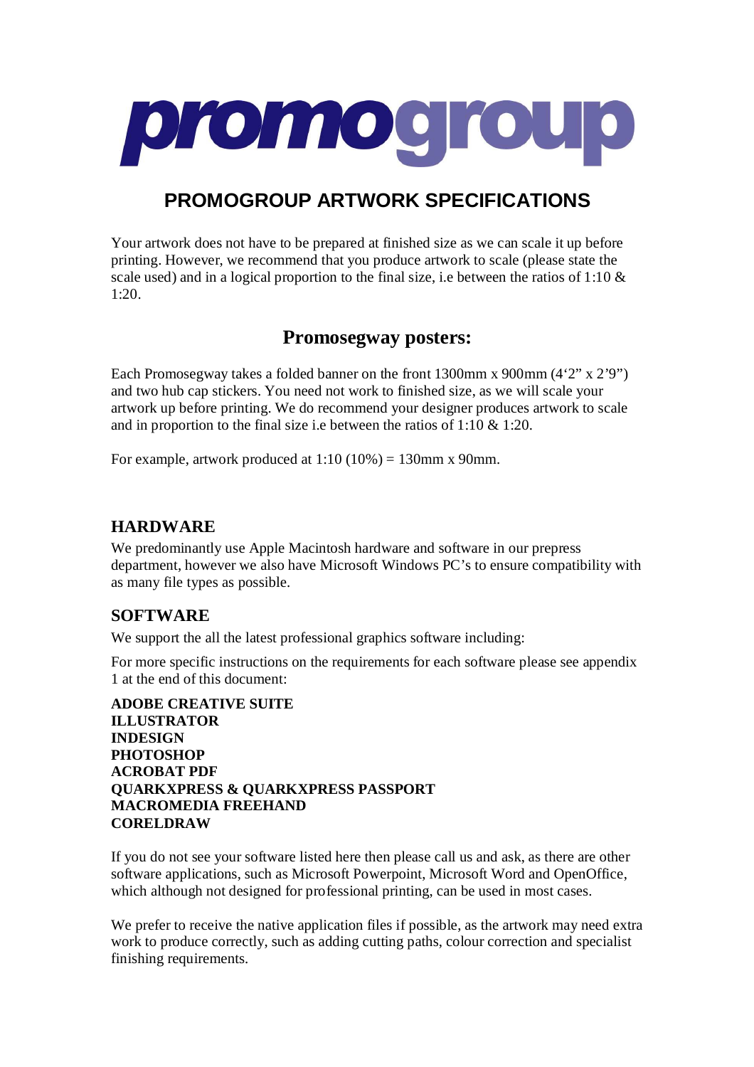# promogroup

## PROMOGROUP ARTWORK SPECIFICATIONS

Your artwork does not have to be prepared at finished size as we can scale it up before printing. However, we recommend that you produce artwork to scale (please state the scale used) and in a logical proportion to the final size, i.e between the ratios of 1:10 & 1:20.

## Promosegway posters:

Each Promosegway takes a folded banner on the front 1300mm x 900mm (4'2" x 2'9") and two hub cap stickers. You need not work to finished size, as we will scale your artwork up before printing. We do recommend your designer produces artwork to scale and in proportion to the final size i.e between the ratios of 1:10 & 1:20.

For example, artwork produced at 1:10 (10%) = 130mm x 90mm.

### HARDWARE

We predominantly use Apple Macintosh hardware and software in our prepress department, however we also have Microsoft Windows PC's to ensure compatibility with as many file types as possible.

### SOFTWARE

We support the all the latest professional graphics software including:

For more specific instructions on the requirements for each software please see appendix 1 at the end of this document:

**ADOBE CREATIVE SUITE**
**ILLUSTRATOR**
**INDESIGN**
**PHOTOSHOP**
**ACROBAT PDF**
**QUARKXPRESS & QUARKXPRESS PASSPORT**
**MACROMEDIA FREEHAND**
**CORELDRAW**

If you do not see your software listed here then please call us and ask, as there are other software applications, such as Microsoft Powerpoint, Microsoft Word and OpenOffice, which although not designed for professional printing, can be used in most cases.

We prefer to receive the native application files if possible, as the artwork may need extra work to produce correctly, such as adding cutting paths, colour correction and specialist finishing requirements.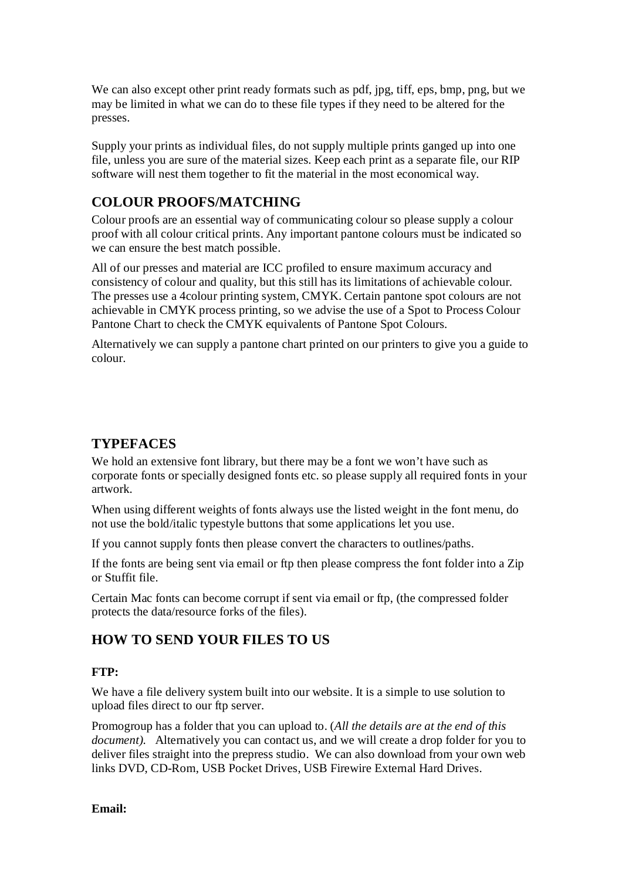We can also except other print ready formats such as pdf, jpg, tiff, eps, bmp, png, but we may be limited in what we can do to these file types if they need to be altered for the presses.

Supply your prints as individual files, do not supply multiple prints ganged up into one file, unless you are sure of the material sizes. Keep each print as a separate file, our RIP software will nest them together to fit the material in the most economical way.

## COLOUR PROOFS/MATCHING

Colour proofs are an essential way of communicating colour so please supply a colour proof with all colour critical prints. Any important pantone colours must be indicated so we can ensure the best match possible.

All of our presses and material are ICC profiled to ensure maximum accuracy and consistency of colour and quality, but this still has its limitations of achievable colour. The presses use a 4colour printing system, CMYK. Certain pantone spot colours are not achievable in CMYK process printing, so we advise the use of a Spot to Process Colour Pantone Chart to check the CMYK equivalents of Pantone Spot Colours.

Alternatively we can supply a pantone chart printed on our printers to give you a guide to colour.

## TYPEFACES

We hold an extensive font library, but there may be a font we won't have such as corporate fonts or specially designed fonts etc. so please supply all required fonts in your artwork.

When using different weights of fonts always use the listed weight in the font menu, do not use the bold/italic typestyle buttons that some applications let you use.

If you cannot supply fonts then please convert the characters to outlines/paths.

If the fonts are being sent via email or ftp then please compress the font folder into a Zip or Stuffit file.

Certain Mac fonts can become corrupt if sent via email or ftp, (the compressed folder protects the data/resource forks of the files).

## HOW TO SEND YOUR FILES TO US

**FTP:**

We have a file delivery system built into our website. It is a simple to use solution to upload files direct to our ftp server.

Promogroup has a folder that you can upload to. (*All the details are at the end of this document).* Alternatively you can contact us, and we will create a drop folder for you to deliver files straight into the prepress studio. We can also download from your own web links DVD, CD-Rom, USB Pocket Drives, USB Firewire External Hard Drives.

**Email:**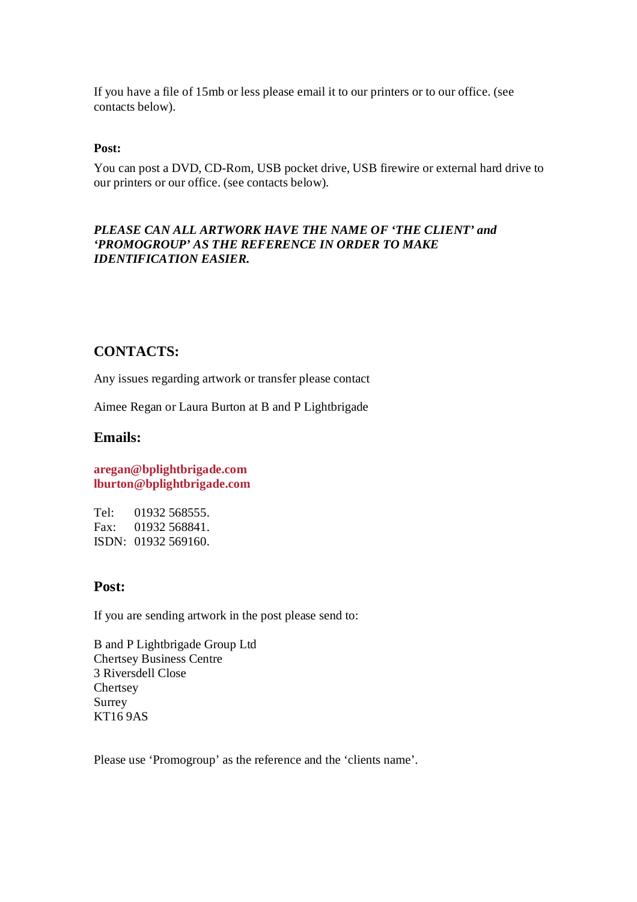If you have a file of 15mb or less please email it to our printers or to our office. (see contacts below).

**Post:**

You can post a DVD, CD-Rom, USB pocket drive, USB firewire or external hard drive to our printers or our office. (see contacts below).

***PLEASE CAN ALL ARTWORK HAVE THE NAME OF 'THE CLIENT' and 'PROMOGROUP' AS THE REFERENCE IN ORDER TO MAKE IDENTIFICATION EASIER.***

## CONTACTS:

Any issues regarding artwork or transfer please contact

Aimee Regan or Laura Burton at B and P Lightbrigade

### Emails:

**aregan@bplightbrigade.com**
**lburton@bplightbrigade.com**

Tel: 01932 568555.
Fax: 01932 568841.
ISDN: 01932 569160.

### Post:

If you are sending artwork in the post please send to:

B and P Lightbrigade Group Ltd
Chertsey Business Centre
3 Riversdell Close
Chertsey
Surrey
KT16 9AS

Please use 'Promogroup' as the reference and the 'clients name'.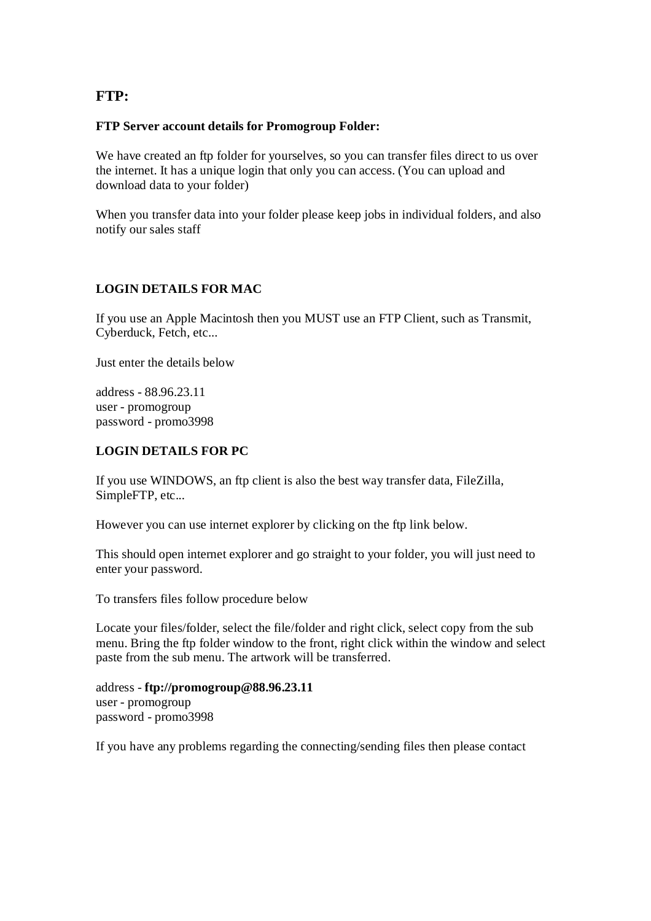# FTP:

**FTP Server account details for Promogroup Folder:**

We have created an ftp folder for yourselves, so you can transfer files direct to us over the internet. It has a unique login that only you can access. (You can upload and download data to your folder)

When you transfer data into your folder please keep jobs in individual folders, and also notify our sales staff

**LOGIN DETAILS FOR MAC**

If you use an Apple Macintosh then you MUST use an FTP Client, such as Transmit, Cyberduck, Fetch, etc...

Just enter the details below

address - 88.96.23.11
user - promogroup
password - promo3998

**LOGIN DETAILS FOR PC**

If you use WINDOWS, an ftp client is also the best way transfer data, FileZilla, SimpleFTP, etc...

However you can use internet explorer by clicking on the ftp link below.

This should open internet explorer and go straight to your folder, you will just need to enter your password.

To transfers files follow procedure below

Locate your files/folder, select the file/folder and right click, select copy from the sub menu. Bring the ftp folder window to the front, right click within the window and select paste from the sub menu. The artwork will be transferred.

address - **ftp://promogroup@88.96.23.11**
user - promogroup
password - promo3998

If you have any problems regarding the connecting/sending files then please contact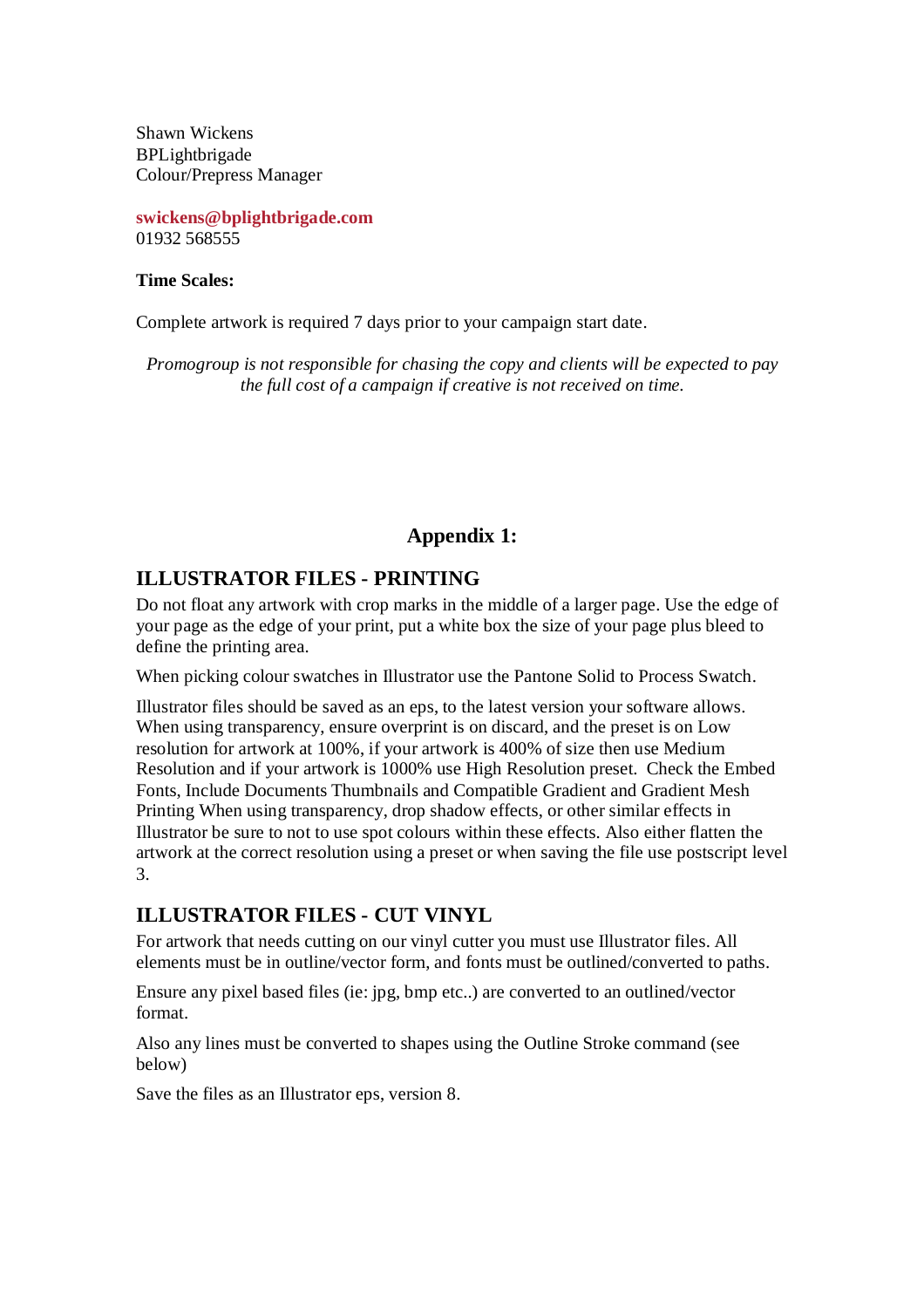Shawn Wickens
BPLightbrigade
Colour/Prepress Manager

**swickens@bplightbrigade.com**
01932 568555

**Time Scales:**

Complete artwork is required 7 days prior to your campaign start date.

*Promogroup is not responsible for chasing the copy and clients will be expected to pay the full cost of a campaign if creative is not received on time.*

## Appendix 1:

## ILLUSTRATOR FILES - PRINTING

Do not float any artwork with crop marks in the middle of a larger page. Use the edge of your page as the edge of your print, put a white box the size of your page plus bleed to define the printing area.

When picking colour swatches in Illustrator use the Pantone Solid to Process Swatch.

Illustrator files should be saved as an eps, to the latest version your software allows. When using transparency, ensure overprint is on discard, and the preset is on Low resolution for artwork at 100%, if your artwork is 400% of size then use Medium Resolution and if your artwork is 1000% use High Resolution preset. Check the Embed Fonts, Include Documents Thumbnails and Compatible Gradient and Gradient Mesh Printing When using transparency, drop shadow effects, or other similar effects in Illustrator be sure to not to use spot colours within these effects. Also either flatten the artwork at the correct resolution using a preset or when saving the file use postscript level 3.

## ILLUSTRATOR FILES - CUT VINYL

For artwork that needs cutting on our vinyl cutter you must use Illustrator files. All elements must be in outline/vector form, and fonts must be outlined/converted to paths.

Ensure any pixel based files (ie: jpg, bmp etc..) are converted to an outlined/vector format.

Also any lines must be converted to shapes using the Outline Stroke command (see below)

Save the files as an Illustrator eps, version 8.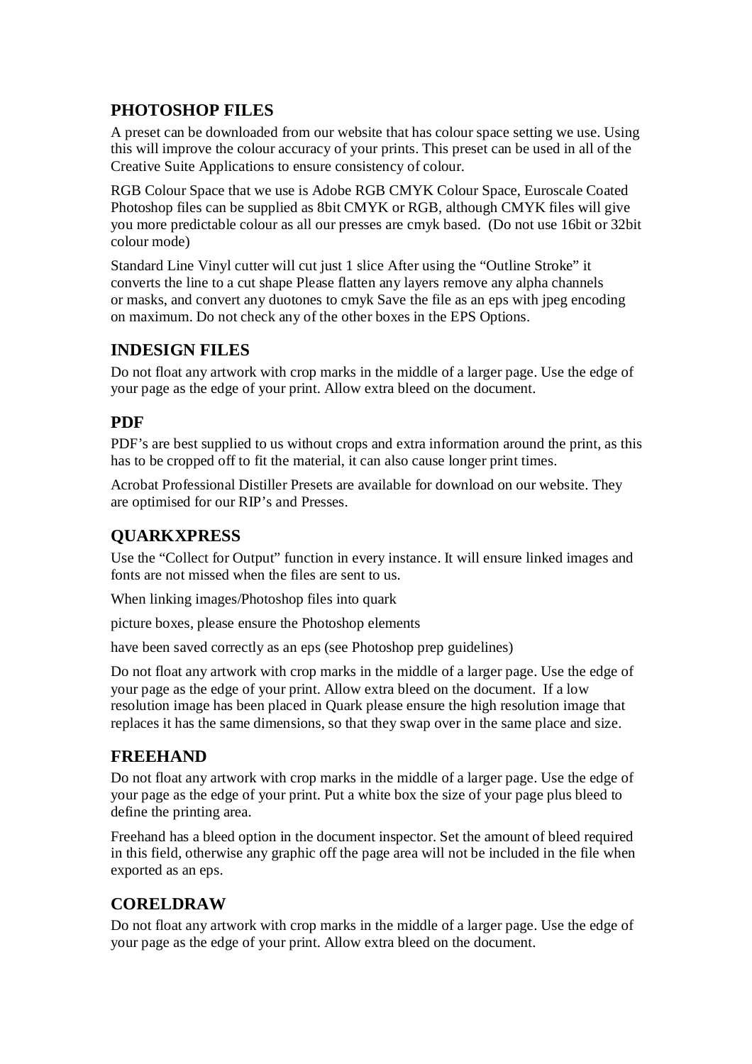## PHOTOSHOP FILES

A preset can be downloaded from our website that has colour space setting we use. Using this will improve the colour accuracy of your prints. This preset can be used in all of the Creative Suite Applications to ensure consistency of colour.

RGB Colour Space that we use is Adobe RGB CMYK Colour Space, Euroscale Coated Photoshop files can be supplied as 8bit CMYK or RGB, although CMYK files will give you more predictable colour as all our presses are cmyk based. (Do not use 16bit or 32bit colour mode)

Standard Line Vinyl cutter will cut just 1 slice After using the "Outline Stroke" it converts the line to a cut shape Please flatten any layers remove any alpha channels or masks, and convert any duotones to cmyk Save the file as an eps with jpeg encoding on maximum. Do not check any of the other boxes in the EPS Options.

## INDESIGN FILES

Do not float any artwork with crop marks in the middle of a larger page. Use the edge of your page as the edge of your print. Allow extra bleed on the document.

## PDF

PDF's are best supplied to us without crops and extra information around the print, as this has to be cropped off to fit the material, it can also cause longer print times.

Acrobat Professional Distiller Presets are available for download on our website. They are optimised for our RIP's and Presses.

## QUARKXPRESS

Use the "Collect for Output" function in every instance. It will ensure linked images and fonts are not missed when the files are sent to us.

When linking images/Photoshop files into quark

picture boxes, please ensure the Photoshop elements

have been saved correctly as an eps (see Photoshop prep guidelines)

Do not float any artwork with crop marks in the middle of a larger page. Use the edge of your page as the edge of your print. Allow extra bleed on the document. If a low resolution image has been placed in Quark please ensure the high resolution image that replaces it has the same dimensions, so that they swap over in the same place and size.

## FREEHAND

Do not float any artwork with crop marks in the middle of a larger page. Use the edge of your page as the edge of your print. Put a white box the size of your page plus bleed to define the printing area.

Freehand has a bleed option in the document inspector. Set the amount of bleed required in this field, otherwise any graphic off the page area will not be included in the file when exported as an eps.

## CORELDRAW

Do not float any artwork with crop marks in the middle of a larger page. Use the edge of your page as the edge of your print. Allow extra bleed on the document.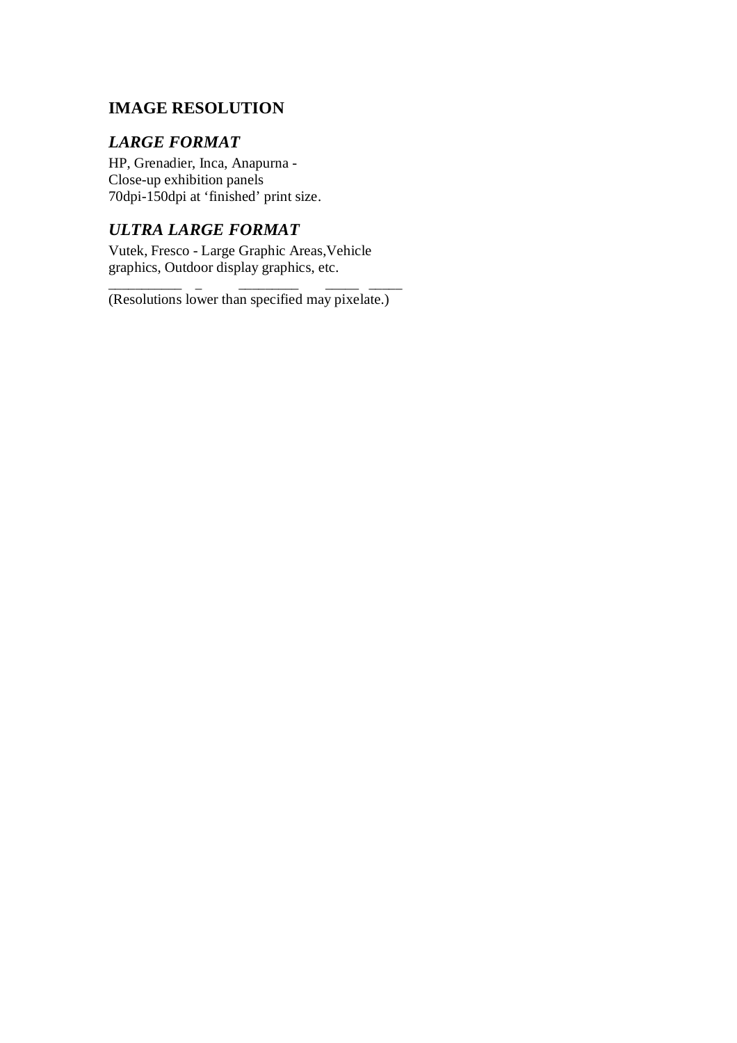## IMAGE RESOLUTION

### *LARGE FORMAT*

HP, Grenadier, Inca, Anapurna -
Close-up exhibition panels
70dpi-150dpi at 'finished' print size.

### *ULTRA LARGE FORMAT*

Vutek, Fresco - Large Graphic Areas,Vehicle
graphics, Outdoor display graphics, etc.

__________ _ ________ _____ _____

(Resolutions lower than specified may pixelate.)